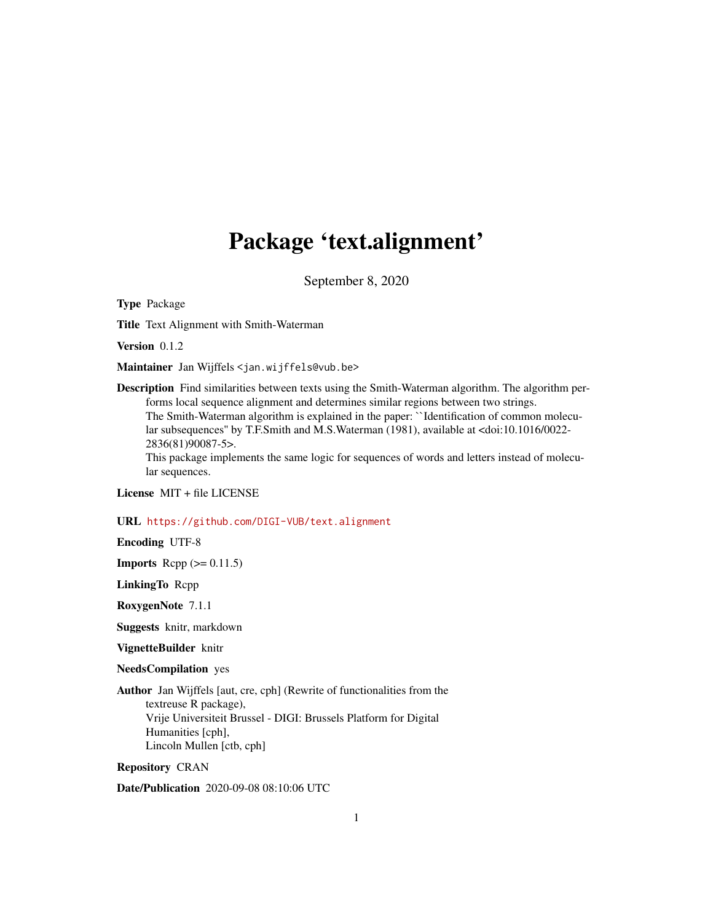# Package 'text.alignment'

September 8, 2020

**Type** Package

**Title** Text Alignment with Smith-Waterman

**Version** 0.1.2

**Maintainer** Jan Wijffels <jan.wijffels@vub.be>

**Description** Find similarities between texts using the Smith-Waterman algorithm. The algorithm performs local sequence alignment and determines similar regions between two strings.
The Smith-Waterman algorithm is explained in the paper: ``Identification of common molecular subsequences'' by T.F.Smith and M.S.Waterman (1981), available at <doi:10.1016/0022-2836(81)90087-5>.
This package implements the same logic for sequences of words and letters instead of molecular sequences.

**License** MIT + file LICENSE

**URL** https://github.com/DIGI-VUB/text.alignment

**Encoding** UTF-8

**Imports** Rcpp (>= 0.11.5)

**LinkingTo** Rcpp

**RoxygenNote** 7.1.1

**Suggests** knitr, markdown

**VignetteBuilder** knitr

**NeedsCompilation** yes

**Author** Jan Wijffels [aut, cre, cph] (Rewrite of functionalities from the textreuse R package),
Vrije Universiteit Brussel - DIGI: Brussels Platform for Digital Humanities [cph],
Lincoln Mullen [ctb, cph]

**Repository** CRAN

**Date/Publication** 2020-09-08 08:10:06 UTC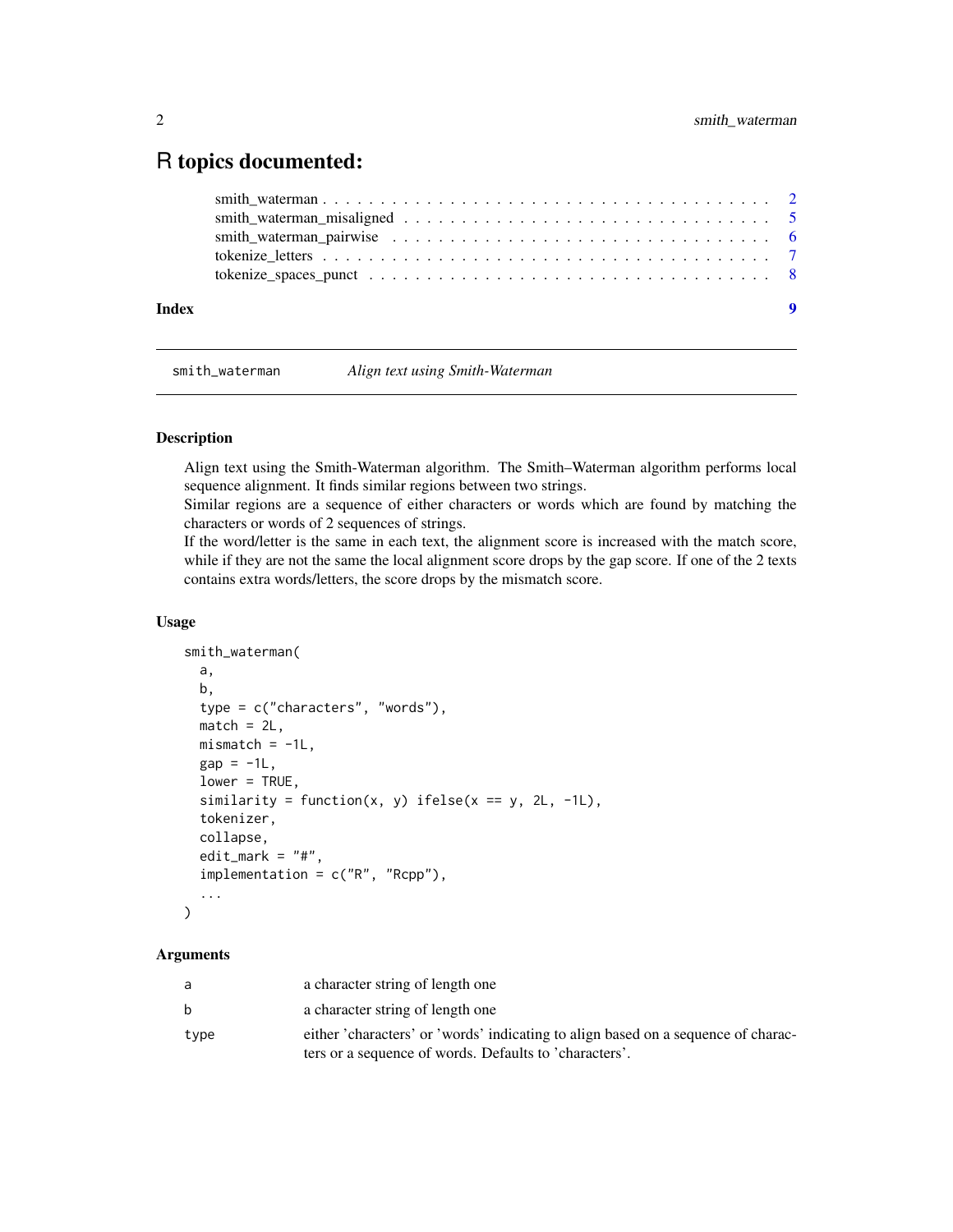# R topics documented:

| | |
|---|---|
| smith_waterman | 2 |
| smith_waterman_misaligned | 5 |
| smith_waterman_pairwise | 6 |
| tokenize_letters | 7 |
| tokenize_spaces_punct | 8 |

**Index** 9

---

## smith_waterman — *Align text using Smith-Waterman*

### Description

Align text using the Smith-Waterman algorithm. The Smith–Waterman algorithm performs local sequence alignment. It finds similar regions between two strings.
Similar regions are a sequence of either characters or words which are found by matching the characters or words of 2 sequences of strings.
If the word/letter is the same in each text, the alignment score is increased with the match score, while if they are not the same the local alignment score drops by the gap score. If one of the 2 texts contains extra words/letters, the score drops by the mismatch score.

### Usage

```
smith_waterman(
  a,
  b,
  type = c("characters", "words"),
  match = 2L,
  mismatch = -1L,
  gap = -1L,
  lower = TRUE,
  similarity = function(x, y) ifelse(x == y, 2L, -1L),
  tokenizer,
  collapse,
  edit_mark = "#",
  implementation = c("R", "Rcpp"),
  ...
)
```

### Arguments

| | |
|---|---|
| a | a character string of length one |
| b | a character string of length one |
| type | either 'characters' or 'words' indicating to align based on a sequence of characters or a sequence of words. Defaults to 'characters'. |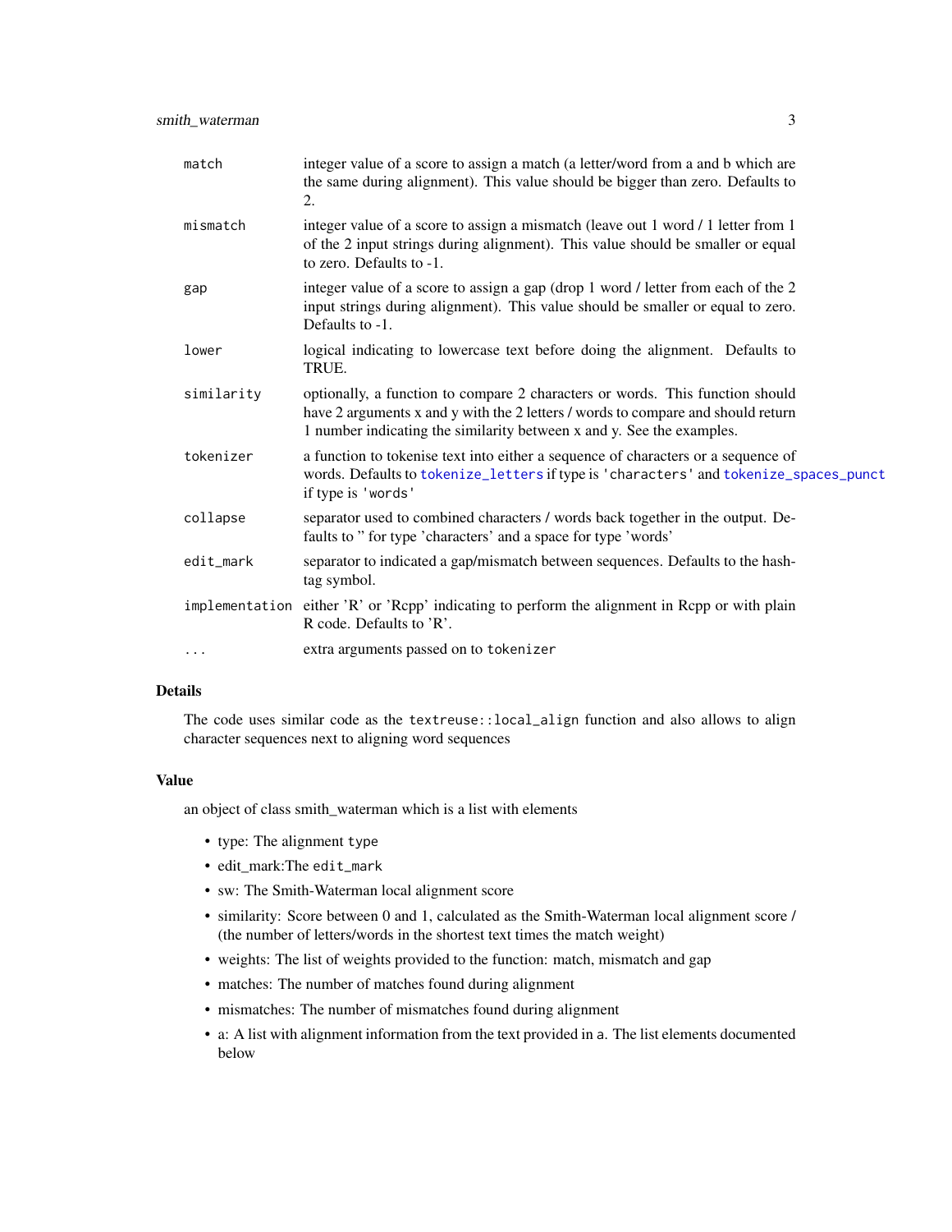| | |
|---|---|
| `match` | integer value of a score to assign a match (a letter/word from a and b which are the same during alignment). This value should be bigger than zero. Defaults to 2. |
| `mismatch` | integer value of a score to assign a mismatch (leave out 1 word / 1 letter from 1 of the 2 input strings during alignment). This value should be smaller or equal to zero. Defaults to -1. |
| `gap` | integer value of a score to assign a gap (drop 1 word / letter from each of the 2 input strings during alignment). This value should be smaller or equal to zero. Defaults to -1. |
| `lower` | logical indicating to lowercase text before doing the alignment. Defaults to TRUE. |
| `similarity` | optionally, a function to compare 2 characters or words. This function should have 2 arguments x and y with the 2 letters / words to compare and should return 1 number indicating the similarity between x and y. See the examples. |
| `tokenizer` | a function to tokenise text into either a sequence of characters or a sequence of words. Defaults to `tokenize_letters` if type is `'characters'` and `tokenize_spaces_punct` if type is `'words'` |
| `collapse` | separator used to combined characters / words back together in the output. Defaults to '' for type 'characters' and a space for type 'words' |
| `edit_mark` | separator to indicated a gap/mismatch between sequences. Defaults to the hashtag symbol. |
| `implementation` | either 'R' or 'Rcpp' indicating to perform the alignment in Rcpp or with plain R code. Defaults to 'R'. |
| `...` | extra arguments passed on to `tokenizer` |

### Details

The code uses similar code as the `textreuse::local_align` function and also allows to align character sequences next to aligning word sequences

### Value

an object of class smith_waterman which is a list with elements

- type: The alignment `type`
- edit_mark:The `edit_mark`
- sw: The Smith-Waterman local alignment score
- similarity: Score between 0 and 1, calculated as the Smith-Waterman local alignment score / (the number of letters/words in the shortest text times the match weight)
- weights: The list of weights provided to the function: match, mismatch and gap
- matches: The number of matches found during alignment
- mismatches: The number of mismatches found during alignment
- a: A list with alignment information from the text provided in `a`. The list elements documented below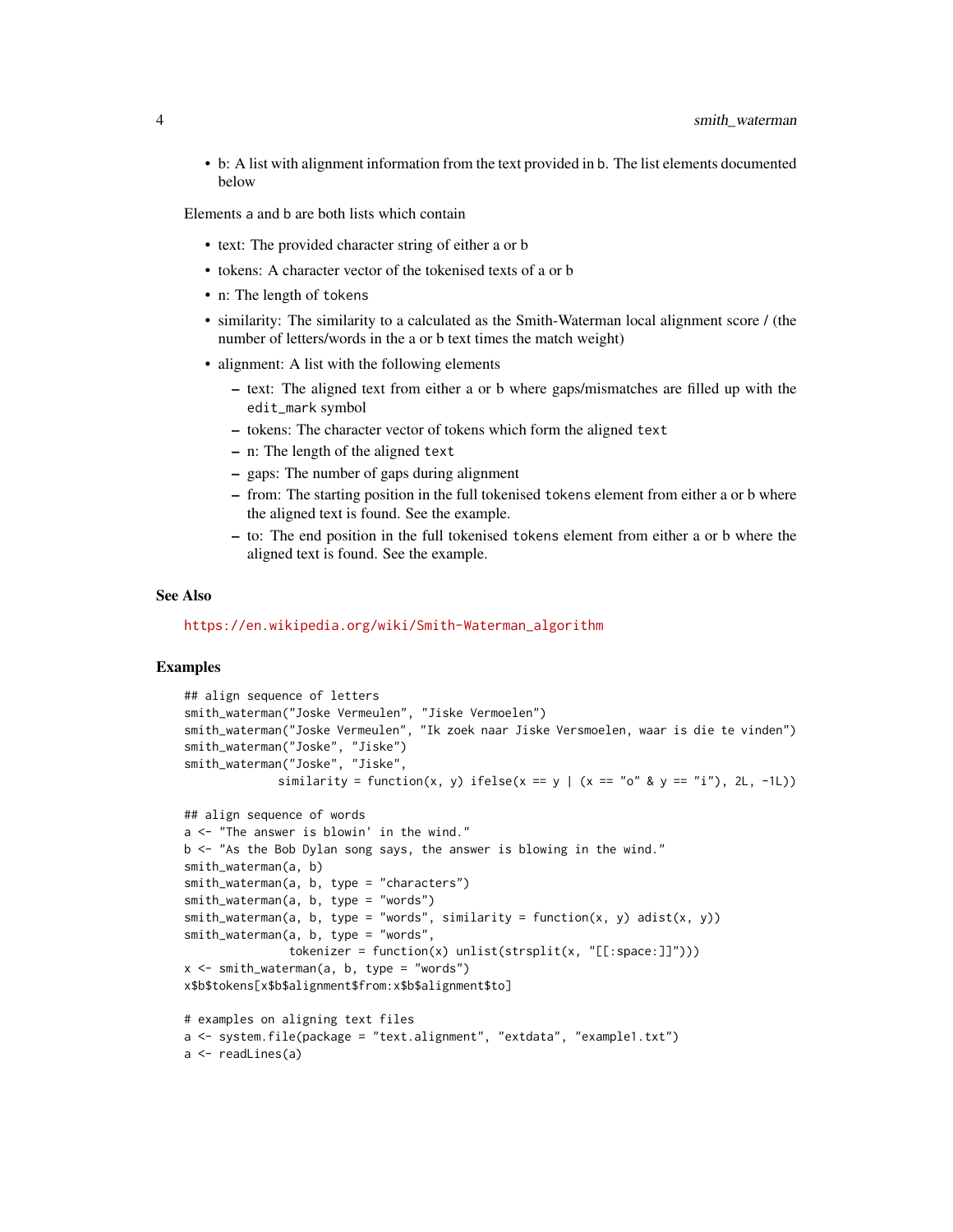- b: A list with alignment information from the text provided in b. The list elements documented below

Elements a and b are both lists which contain

- text: The provided character string of either a or b
- tokens: A character vector of the tokenised texts of a or b
- n: The length of tokens
- similarity: The similarity to a calculated as the Smith-Waterman local alignment score / (the number of letters/words in the a or b text times the match weight)
- alignment: A list with the following elements
  - text: The aligned text from either a or b where gaps/mismatches are filled up with the edit_mark symbol
  - tokens: The character vector of tokens which form the aligned text
  - n: The length of the aligned text
  - gaps: The number of gaps during alignment
  - from: The starting position in the full tokenised tokens element from either a or b where the aligned text is found. See the example.
  - to: The end position in the full tokenised tokens element from either a or b where the aligned text is found. See the example.

### See Also

https://en.wikipedia.org/wiki/Smith-Waterman_algorithm

### Examples

```
## align sequence of letters
smith_waterman("Joske Vermeulen", "Jiske Vermoelen")
smith_waterman("Joske Vermeulen", "Ik zoek naar Jiske Versmoelen, waar is die te vinden")
smith_waterman("Joske", "Jiske")
smith_waterman("Joske", "Jiske",
               similarity = function(x, y) ifelse(x == y | (x == "o" & y == "i"), 2L, -1L))

## align sequence of words
a <- "The answer is blowin' in the wind."
b <- "As the Bob Dylan song says, the answer is blowing in the wind."
smith_waterman(a, b)
smith_waterman(a, b, type = "characters")
smith_waterman(a, b, type = "words")
smith_waterman(a, b, type = "words", similarity = function(x, y) adist(x, y))
smith_waterman(a, b, type = "words",
               tokenizer = function(x) unlist(strsplit(x, "[[:space:]]")))
x <- smith_waterman(a, b, type = "words")
x$b$tokens[x$b$alignment$from:x$b$alignment$to]

# examples on aligning text files
a <- system.file(package = "text.alignment", "extdata", "example1.txt")
a <- readLines(a)
```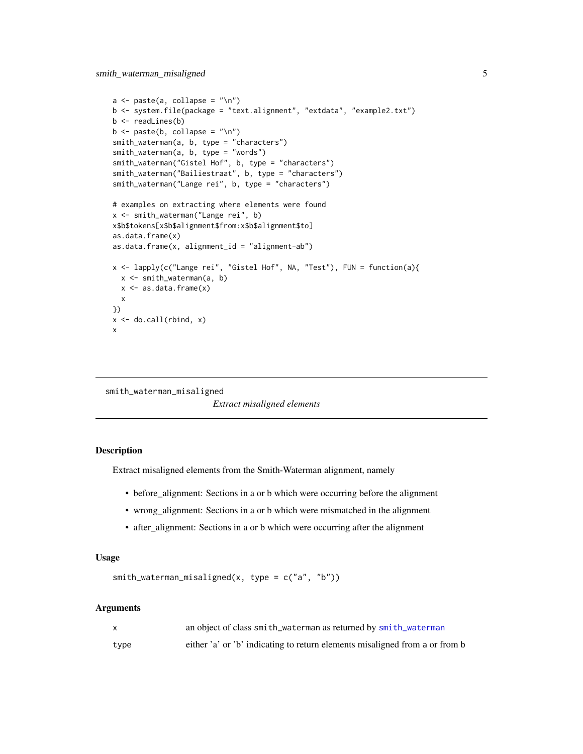```
a <- paste(a, collapse = "\n")
b <- system.file(package = "text.alignment", "extdata", "example2.txt")
b <- readLines(b)
b <- paste(b, collapse = "\n")
smith_waterman(a, b, type = "characters")
smith_waterman(a, b, type = "words")
smith_waterman("Gistel Hof", b, type = "characters")
smith_waterman("Bailiestraat", b, type = "characters")
smith_waterman("Lange rei", b, type = "characters")

# examples on extracting where elements were found
x <- smith_waterman("Lange rei", b)
x$b$tokens[x$b$alignment$from:x$b$alignment$to]
as.data.frame(x)
as.data.frame(x, alignment_id = "alignment-ab")

x <- lapply(c("Lange rei", "Gistel Hof", NA, "Test"), FUN = function(a){
  x <- smith_waterman(a, b)
  x <- as.data.frame(x)
  x
})
x <- do.call(rbind, x)
x
```

---

## smith_waterman_misaligned

*Extract misaligned elements*

### Description

Extract misaligned elements from the Smith-Waterman alignment, namely

- before_alignment: Sections in a or b which were occurring before the alignment
- wrong_alignment: Sections in a or b which were mismatched in the alignment
- after_alignment: Sections in a or b which were occurring after the alignment

### Usage

```
smith_waterman_misaligned(x, type = c("a", "b"))
```

### Arguments

| | |
|---|---|
| x | an object of class smith_waterman as returned by smith_waterman |
| type | either 'a' or 'b' indicating to return elements misaligned from a or from b |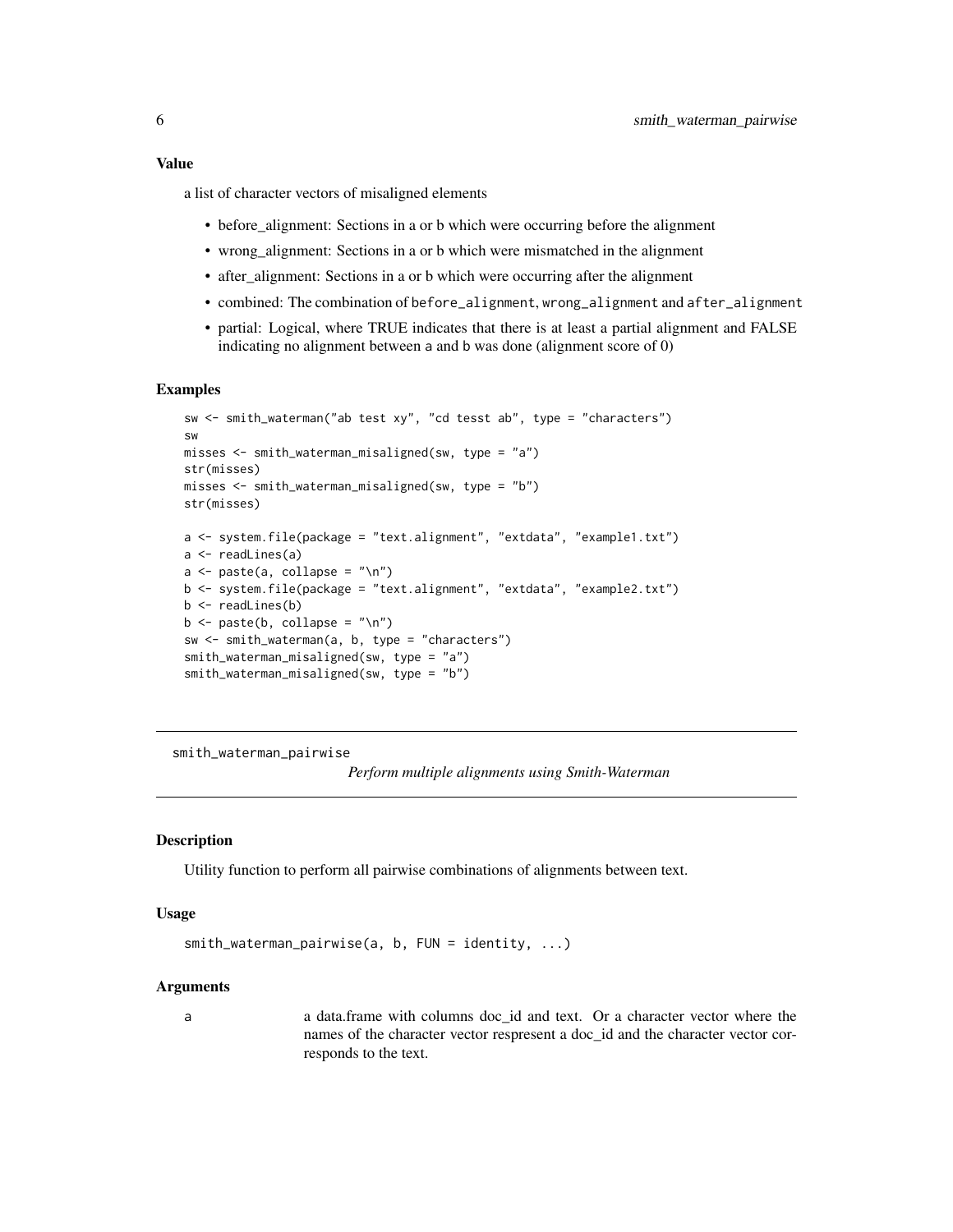### Value

a list of character vectors of misaligned elements

- before_alignment: Sections in a or b which were occurring before the alignment
- wrong_alignment: Sections in a or b which were mismatched in the alignment
- after_alignment: Sections in a or b which were occurring after the alignment
- combined: The combination of `before_alignment`, `wrong_alignment` and `after_alignment`
- partial: Logical, where TRUE indicates that there is at least a partial alignment and FALSE indicating no alignment between `a` and `b` was done (alignment score of 0)

### Examples

```
sw <- smith_waterman("ab test xy", "cd tesst ab", type = "characters")
sw
misses <- smith_waterman_misaligned(sw, type = "a")
str(misses)
misses <- smith_waterman_misaligned(sw, type = "b")
str(misses)

a <- system.file(package = "text.alignment", "extdata", "example1.txt")
a <- readLines(a)
a <- paste(a, collapse = "\n")
b <- system.file(package = "text.alignment", "extdata", "example2.txt")
b <- readLines(b)
b <- paste(b, collapse = "\n")
sw <- smith_waterman(a, b, type = "characters")
smith_waterman_misaligned(sw, type = "a")
smith_waterman_misaligned(sw, type = "b")
```

---

## smith_waterman_pairwise

*Perform multiple alignments using Smith-Waterman*

### Description

Utility function to perform all pairwise combinations of alignments between text.

### Usage

```
smith_waterman_pairwise(a, b, FUN = identity, ...)
```

### Arguments

| | |
|---|---|
| a | a data.frame with columns doc_id and text. Or a character vector where the names of the character vector respresent a doc_id and the character vector corresponds to the text. |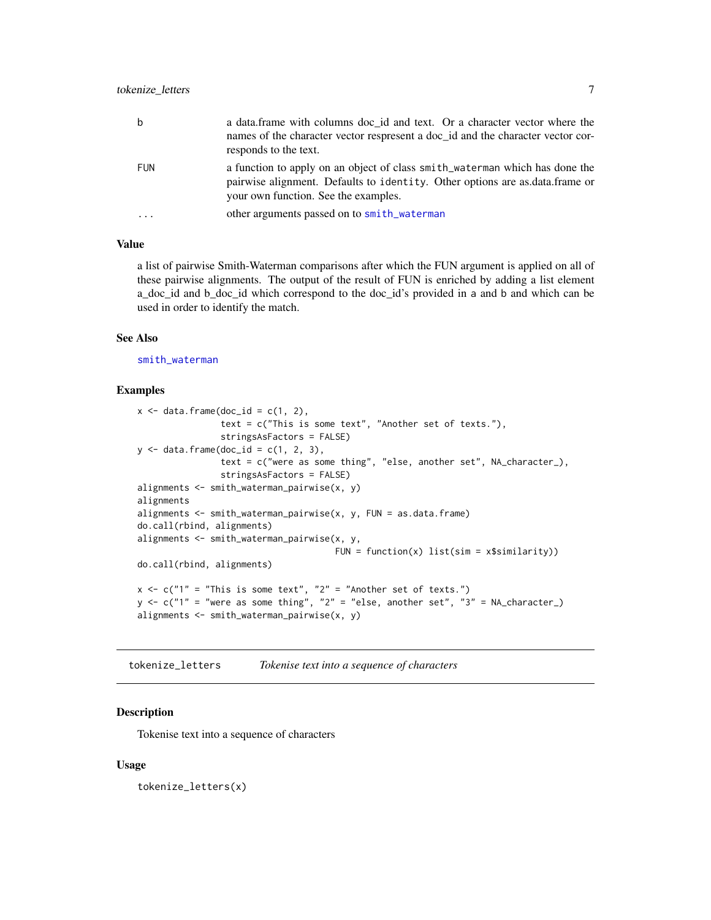| | |
|---|---|
| b | a data.frame with columns doc_id and text. Or a character vector where the names of the character vector respresent a doc_id and the character vector corresponds to the text. |
| FUN | a function to apply on an object of class `smith_waterman` which has done the pairwise alignment. Defaults to `identity`. Other options are as.data.frame or your own function. See the examples. |
| ... | other arguments passed on to `smith_waterman` |

### Value

a list of pairwise Smith-Waterman comparisons after which the FUN argument is applied on all of these pairwise alignments. The output of the result of FUN is enriched by adding a list element a_doc_id and b_doc_id which correspond to the doc_id's provided in a and b and which can be used in order to identify the match.

### See Also

`smith_waterman`

### Examples

```
x <- data.frame(doc_id = c(1, 2),
                text = c("This is some text", "Another set of texts."),
                stringsAsFactors = FALSE)
y <- data.frame(doc_id = c(1, 2, 3),
                text = c("were as some thing", "else, another set", NA_character_),
                stringsAsFactors = FALSE)
alignments <- smith_waterman_pairwise(x, y)
alignments
alignments <- smith_waterman_pairwise(x, y, FUN = as.data.frame)
do.call(rbind, alignments)
alignments <- smith_waterman_pairwise(x, y,
                                      FUN = function(x) list(sim = x$similarity))
do.call(rbind, alignments)

x <- c("1" = "This is some text", "2" = "Another set of texts.")
y <- c("1" = "were as some thing", "2" = "else, another set", "3" = NA_character_)
alignments <- smith_waterman_pairwise(x, y)
```

---

## tokenize_letters — *Tokenise text into a sequence of characters*

### Description

Tokenise text into a sequence of characters

### Usage

```
tokenize_letters(x)
```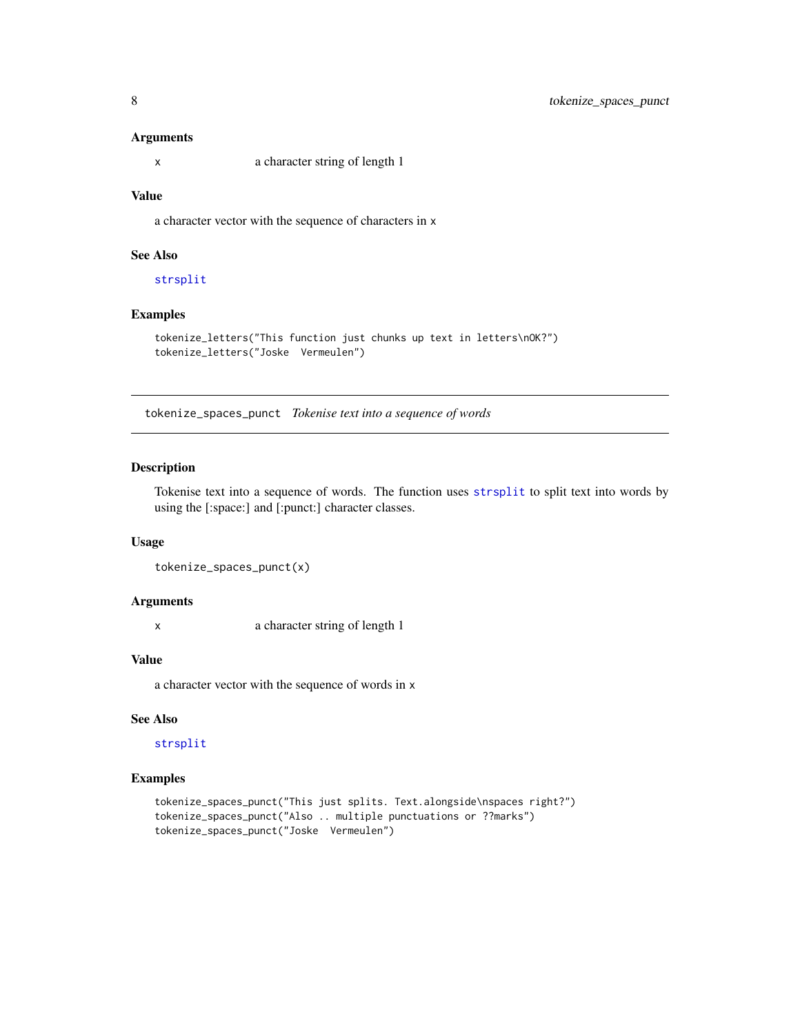### Arguments

x a character string of length 1

### Value

a character vector with the sequence of characters in x

### See Also

strsplit

### Examples

```
tokenize_letters("This function just chunks up text in letters\nOK?")
tokenize_letters("Joske  Vermeulen")
```

---

## tokenize_spaces_punct *Tokenise text into a sequence of words*

---

### Description

Tokenise text into a sequence of words. The function uses strsplit to split text into words by using the [:space:] and [:punct:] character classes.

### Usage

```
tokenize_spaces_punct(x)
```

### Arguments

x a character string of length 1

### Value

a character vector with the sequence of words in x

### See Also

strsplit

### Examples

```
tokenize_spaces_punct("This just splits. Text.alongside\nspaces right?")
tokenize_spaces_punct("Also .. multiple punctuations or ??marks")
tokenize_spaces_punct("Joske  Vermeulen")
```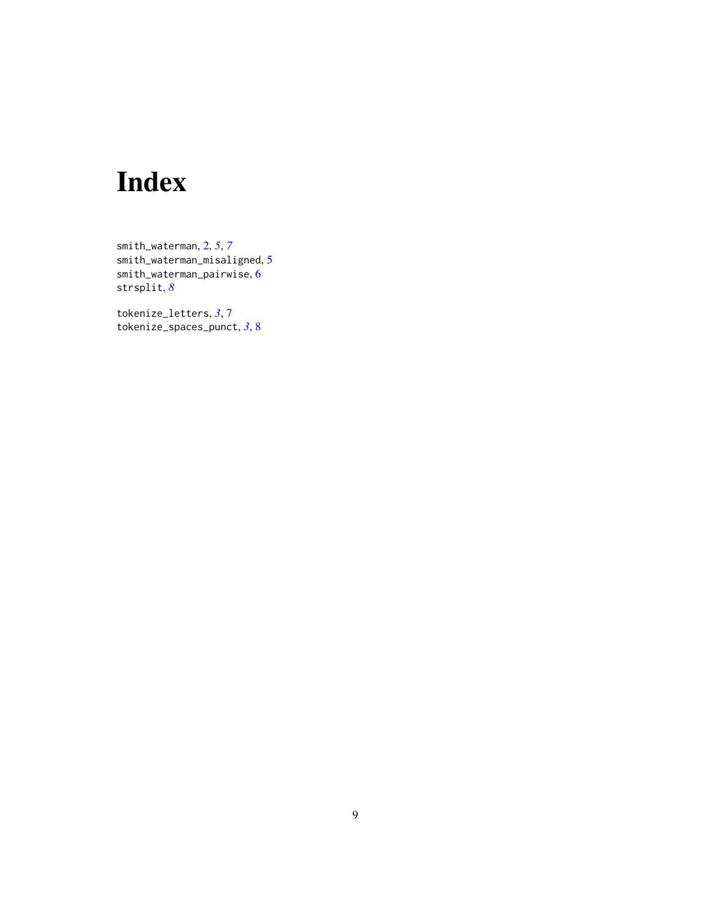# Index

smith_waterman, 2, *5*, *7*
smith_waterman_misaligned, 5
smith_waterman_pairwise, 6
strsplit, *8*

tokenize_letters, *3*, 7
tokenize_spaces_punct, *3*, 8